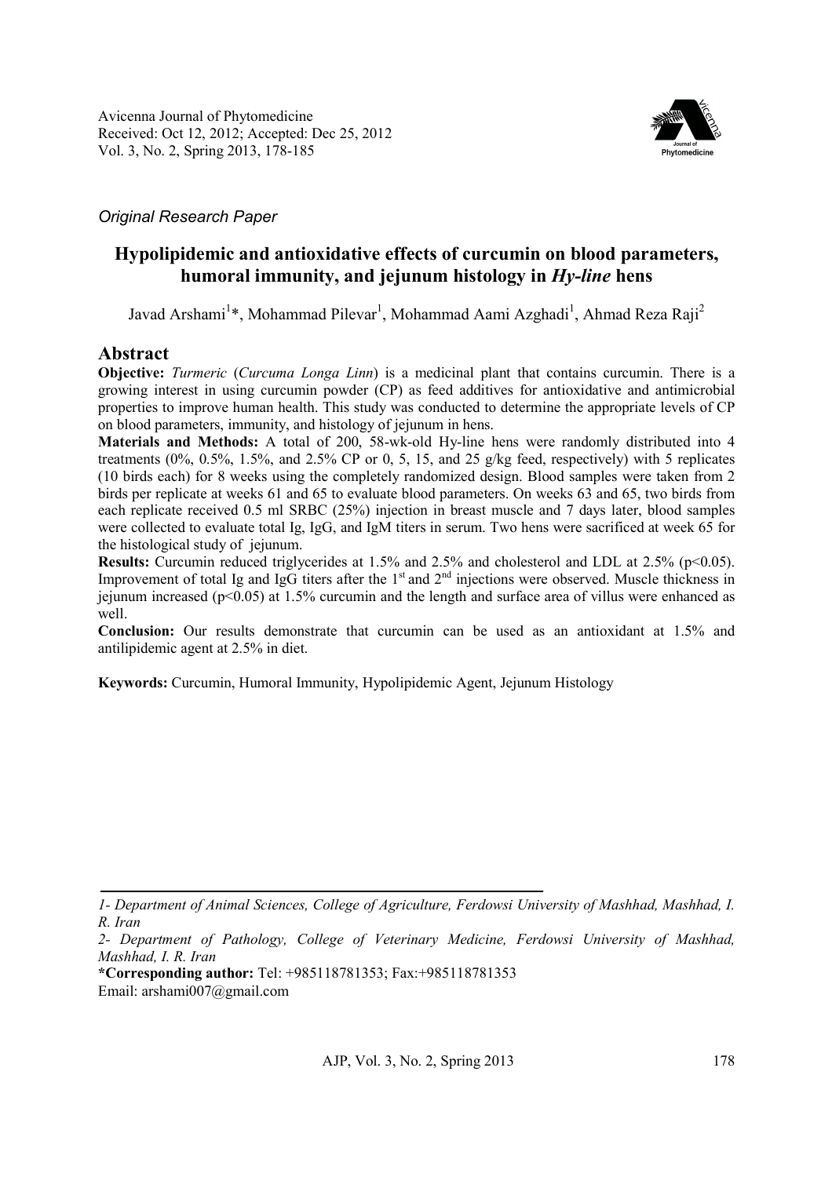Avicenna Journal of Phytomedicine
Received: Oct 12, 2012; Accepted: Dec 25, 2012
Vol. 3, No. 2, Spring 2013, 178-185

*Original Research Paper*

# Hypolipidemic and antioxidative effects of curcumin on blood parameters, humoral immunity, and jejunum histology in *Hy-line* hens

Javad Arshami[1]*, Mohammad Pilevar[1], Mohammad Aami Azghadi[1], Ahmad Reza Raji[2]

## Abstract

**Objective:** *Turmeric* (*Curcuma Longa Linn*) is a medicinal plant that contains curcumin. There is a growing interest in using curcumin powder (CP) as feed additives for antioxidative and antimicrobial properties to improve human health. This study was conducted to determine the appropriate levels of CP on blood parameters, immunity, and histology of jejunum in hens.

**Materials and Methods:** A total of 200, 58-wk-old Hy-line hens were randomly distributed into 4 treatments (0%, 0.5%, 1.5%, and 2.5% CP or 0, 5, 15, and 25 g/kg feed, respectively) with 5 replicates (10 birds each) for 8 weeks using the completely randomized design. Blood samples were taken from 2 birds per replicate at weeks 61 and 65 to evaluate blood parameters. On weeks 63 and 65, two birds from each replicate received 0.5 ml SRBC (25%) injection in breast muscle and 7 days later, blood samples were collected to evaluate total Ig, IgG, and IgM titers in serum. Two hens were sacrificed at week 65 for the histological study of jejunum.

**Results:** Curcumin reduced triglycerides at 1.5% and 2.5% and cholesterol and LDL at 2.5% ($p<0.05$). Improvement of total Ig and IgG titers after the 1$^{st}$ and 2$^{nd}$ injections were observed. Muscle thickness in jejunum increased ($p<0.05$) at 1.5% curcumin and the length and surface area of villus were enhanced as well.

**Conclusion:** Our results demonstrate that curcumin can be used as an antioxidant at 1.5% and antilipidemic agent at 2.5% in diet.

**Keywords:** Curcumin, Humoral Immunity, Hypolipidemic Agent, Jejunum Histology

---

*1- Department of Animal Sciences, College of Agriculture, Ferdowsi University of Mashhad, Mashhad, I. R. Iran*

*2- Department of Pathology, College of Veterinary Medicine, Ferdowsi University of Mashhad, Mashhad, I. R. Iran*

**\*Corresponding author:** Tel: +985118781353; Fax:+985118781353
Email: arshami007@gmail.com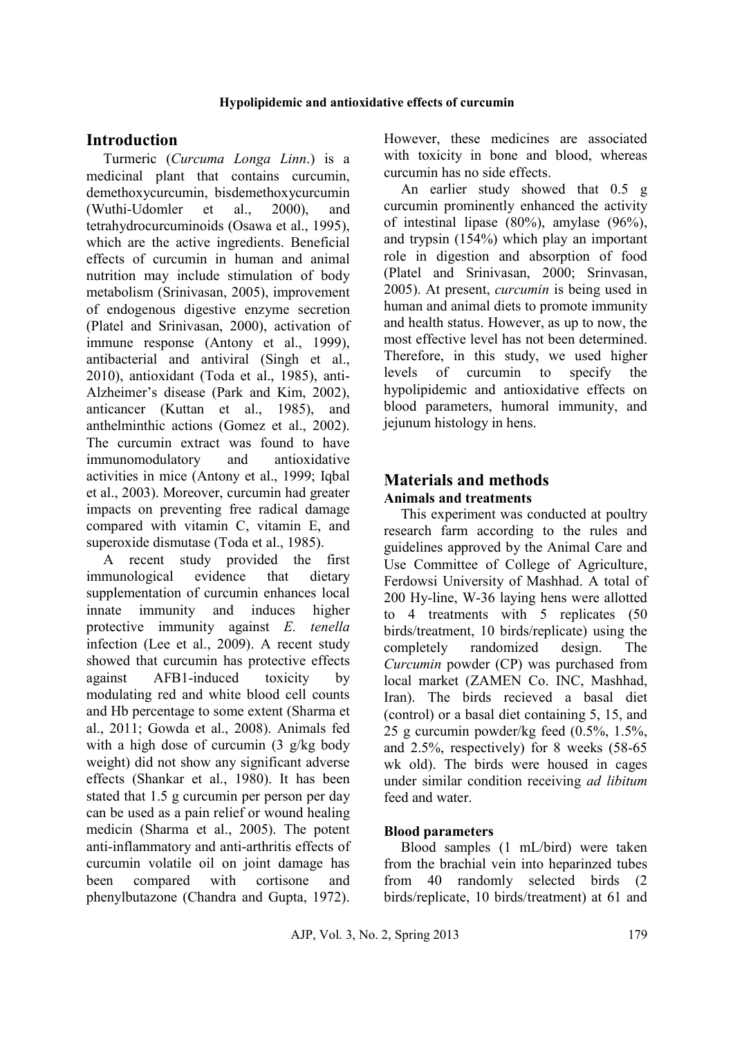## Introduction

Turmeric (*Curcuma Longa Linn.*) is a medicinal plant that contains curcumin, demethoxycurcumin, bisdemethoxycurcumin (Wuthi-Udomler et al., 2000), and tetrahydrocurcuminoids (Osawa et al., 1995), which are the active ingredients. Beneficial effects of curcumin in human and animal nutrition may include stimulation of body metabolism (Srinivasan, 2005), improvement of endogenous digestive enzyme secretion (Platel and Srinivasan, 2000), activation of immune response (Antony et al., 1999), antibacterial and antiviral (Singh et al., 2010), antioxidant (Toda et al., 1985), anti-Alzheimer's disease (Park and Kim, 2002), anticancer (Kuttan et al., 1985), and anthelminthic actions (Gomez et al., 2002). The curcumin extract was found to have immunomodulatory and antioxidative activities in mice (Antony et al., 1999; Iqbal et al., 2003). Moreover, curcumin had greater impacts on preventing free radical damage compared with vitamin C, vitamin E, and superoxide dismutase (Toda et al., 1985).

A recent study provided the first immunological evidence that dietary supplementation of curcumin enhances local innate immunity and induces higher protective immunity against *E. tenella* infection (Lee et al., 2009). A recent study showed that curcumin has protective effects against AFB1-induced toxicity by modulating red and white blood cell counts and Hb percentage to some extent (Sharma et al., 2011; Gowda et al., 2008). Animals fed with a high dose of curcumin (3 g/kg body weight) did not show any significant adverse effects (Shankar et al., 1980). It has been stated that 1.5 g curcumin per person per day can be used as a pain relief or wound healing medicin (Sharma et al., 2005). The potent anti-inflammatory and anti-arthritis effects of curcumin volatile oil on joint damage has been compared with cortisone and phenylbutazone (Chandra and Gupta, 1972). However, these medicines are associated with toxicity in bone and blood, whereas curcumin has no side effects.

An earlier study showed that 0.5 g curcumin prominently enhanced the activity of intestinal lipase (80%), amylase (96%), and trypsin (154%) which play an important role in digestion and absorption of food (Platel and Srinivasan, 2000; Srinivasan, 2005). At present, *curcumin* is being used in human and animal diets to promote immunity and health status. However, as up to now, the most effective level has not been determined. Therefore, in this study, we used higher levels of curcumin to specify the hypolipidemic and antioxidative effects on blood parameters, humoral immunity, and jejunum histology in hens.

## Materials and methods

### Animals and treatments

This experiment was conducted at poultry research farm according to the rules and guidelines approved by the Animal Care and Use Committee of College of Agriculture, Ferdowsi University of Mashhad. A total of 200 Hy-line, W-36 laying hens were allotted to 4 treatments with 5 replicates (50 birds/treatment, 10 birds/replicate) using the completely randomized design. The *Curcumin* powder (CP) was purchased from local market (ZAMEN Co. INC, Mashhad, Iran). The birds recieved a basal diet (control) or a basal diet containing 5, 15, and 25 g curcumin powder/kg feed (0.5%, 1.5%, and 2.5%, respectively) for 8 weeks (58-65 wk old). The birds were housed in cages under similar condition receiving *ad libitum* feed and water.

### Blood parameters

Blood samples (1 mL/bird) were taken from the brachial vein into heparinzed tubes from 40 randomly selected birds (2 birds/replicate, 10 birds/treatment) at 61 and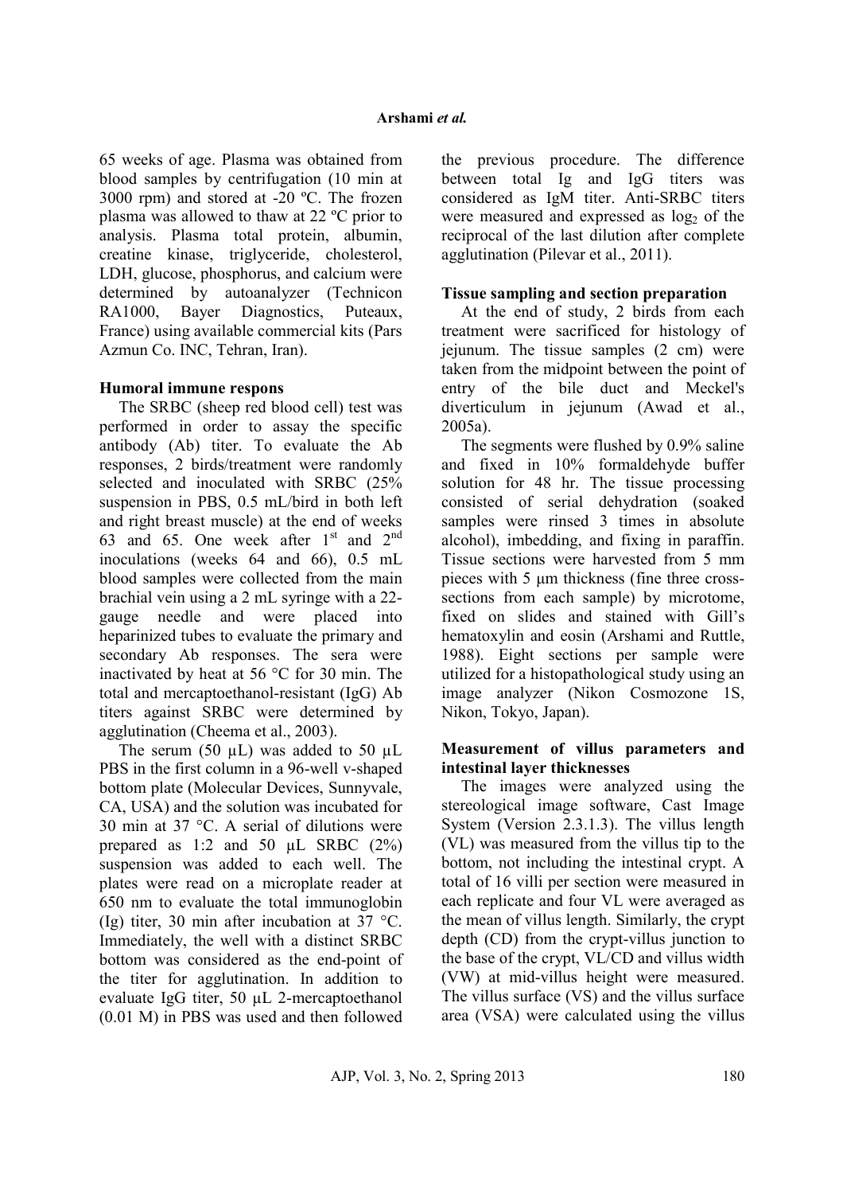65 weeks of age. Plasma was obtained from blood samples by centrifugation (10 min at 3000 rpm) and stored at -20 ºC. The frozen plasma was allowed to thaw at 22 ºC prior to analysis. Plasma total protein, albumin, creatine kinase, triglyceride, cholesterol, LDH, glucose, phosphorus, and calcium were determined by autoanalyzer (Technicon RA1000, Bayer Diagnostics, Puteaux, France) using available commercial kits (Pars Azmun Co. INC, Tehran, Iran).

**Humoral immune respons**

The SRBC (sheep red blood cell) test was performed in order to assay the specific antibody (Ab) titer. To evaluate the Ab responses, 2 birds/treatment were randomly selected and inoculated with SRBC (25% suspension in PBS, 0.5 mL/bird in both left and right breast muscle) at the end of weeks 63 and 65. One week after 1st and 2nd inoculations (weeks 64 and 66), 0.5 mL blood samples were collected from the main brachial vein using a 2 mL syringe with a 22-gauge needle and were placed into heparinized tubes to evaluate the primary and secondary Ab responses. The sera were inactivated by heat at 56 °C for 30 min. The total and mercaptoethanol-resistant (IgG) Ab titers against SRBC were determined by agglutination (Cheema et al., 2003).

The serum (50 µL) was added to 50 µL PBS in the first column in a 96-well v-shaped bottom plate (Molecular Devices, Sunnyvale, CA, USA) and the solution was incubated for 30 min at 37 °C. A serial of dilutions were prepared as 1:2 and 50 µL SRBC (2%) suspension was added to each well. The plates were read on a microplate reader at 650 nm to evaluate the total immunoglobin (Ig) titer, 30 min after incubation at 37 °C. Immediately, the well with a distinct SRBC bottom was considered as the end-point of the titer for agglutination. In addition to evaluate IgG titer, 50 µL 2-mercaptoethanol (0.01 M) in PBS was used and then followed the previous procedure. The difference between total Ig and IgG titers was considered as IgM titer. Anti-SRBC titers were measured and expressed as $\log_2$ of the reciprocal of the last dilution after complete agglutination (Pilevar et al., 2011).

**Tissue sampling and section preparation**

At the end of study, 2 birds from each treatment were sacrificed for histology of jejunum. The tissue samples (2 cm) were taken from the midpoint between the point of entry of the bile duct and Meckel's diverticulum in jejunum (Awad et al., 2005a).

The segments were flushed by 0.9% saline and fixed in 10% formaldehyde buffer solution for 48 hr. The tissue processing consisted of serial dehydration (soaked samples were rinsed 3 times in absolute alcohol), imbedding, and fixing in paraffin. Tissue sections were harvested from 5 mm pieces with 5 µm thickness (fine three cross-sections from each sample) by microtome, fixed on slides and stained with Gill's hematoxylin and eosin (Arshami and Ruttle, 1988). Eight sections per sample were utilized for a histopathological study using an image analyzer (Nikon Cosmozone 1S, Nikon, Tokyo, Japan).

**Measurement of villus parameters and intestinal layer thicknesses**

The images were analyzed using the stereological image software, Cast Image System (Version 2.3.1.3). The villus length (VL) was measured from the villus tip to the bottom, not including the intestinal crypt. A total of 16 villi per section were measured in each replicate and four VL were averaged as the mean of villus length. Similarly, the crypt depth (CD) from the crypt-villus junction to the base of the crypt, VL/CD and villus width (VW) at mid-villus height were measured. The villus surface (VS) and the villus surface area (VSA) were calculated using the villus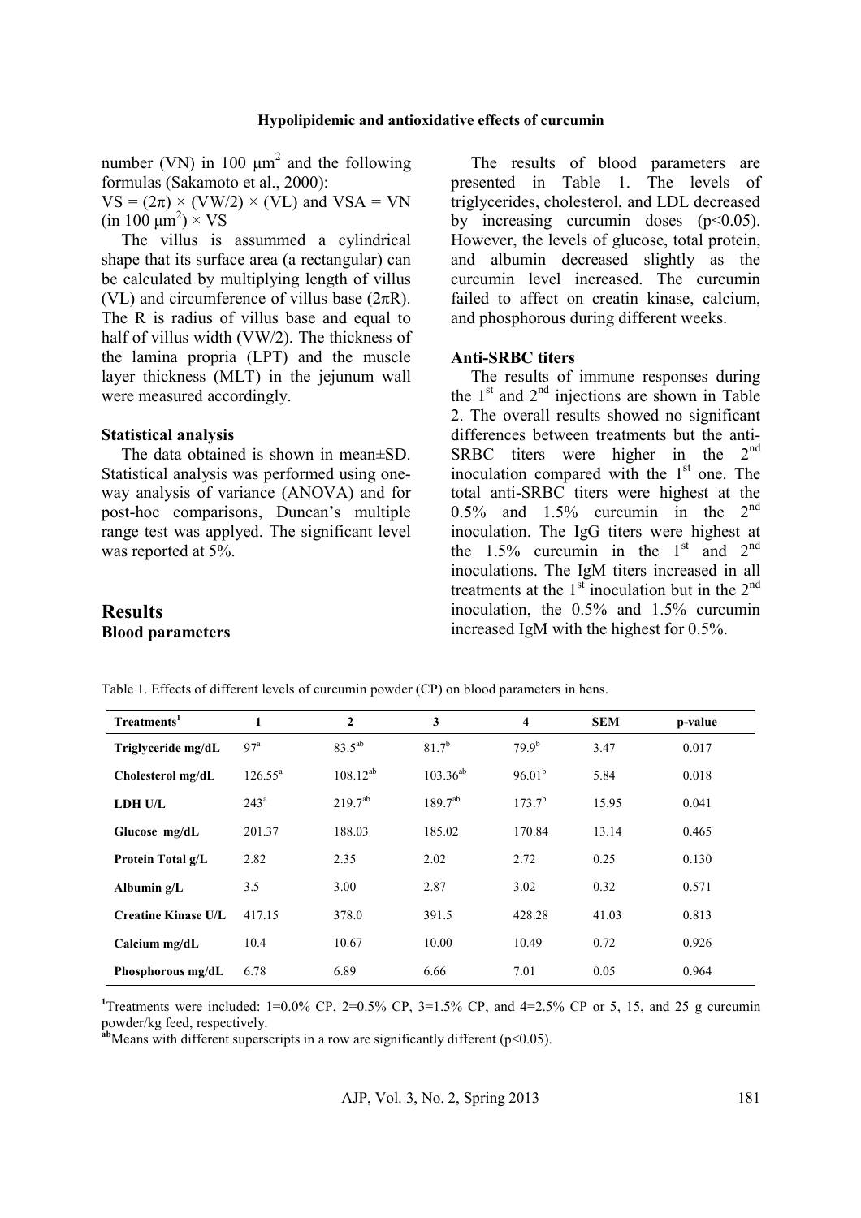number (VN) in 100 $\mu m^2$ and the following formulas (Sakamoto et al., 2000):

$VS = (2\pi) \times (VW/2) \times (VL)$ and $VSA = VN$ (in 100 $\mu m^2$) $\times$ VS

The villus is assummed a cylindrical shape that its surface area (a rectangular) can be calculated by multiplying length of villus (VL) and circumference of villus base ($2\pi R$). The R is radius of villus base and equal to half of villus width (VW/2). The thickness of the lamina propria (LPT) and the muscle layer thickness (MLT) in the jejunum wall were measured accordingly.

### Statistical analysis

The data obtained is shown in mean±SD. Statistical analysis was performed using one-way analysis of variance (ANOVA) and for post-hoc comparisons, Duncan's multiple range test was applyed. The significant level was reported at 5%.

## Results

### Blood parameters

The results of blood parameters are presented in Table 1. The levels of triglycerides, cholesterol, and LDL decreased by increasing curcumin doses ($p<0.05$). However, the levels of glucose, total protein, and albumin decreased slightly as the curcumin level increased. The curcumin failed to affect on creatin kinase, calcium, and phosphorous during different weeks.

### Anti-SRBC titers

The results of immune responses during the 1st and 2nd injections are shown in Table 2. The overall results showed no significant differences between treatments but the anti-SRBC titers were higher in the 2nd inoculation compared with the 1st one. The total anti-SRBC titers were highest at the 0.5% and 1.5% curcumin in the 2nd inoculation. The IgG titers were highest at the 1.5% curcumin in the 1st and 2nd inoculations. The IgM titers increased in all treatments at the 1st inoculation but in the 2nd inoculation, the 0.5% and 1.5% curcumin increased IgM with the highest for 0.5%.

Table 1. Effects of different levels of curcumin powder (CP) on blood parameters in hens.

| Treatments[1] | 1 | 2 | 3 | 4 | SEM | p-value |
|---|---|---|---|---|---|---|
| **Triglyceride mg/dL** | 97[a] | 83.5[ab] | 81.7[b] | 79.9[b] | 3.47 | 0.017 |
| **Cholesterol mg/dL** | 126.55[a] | 108.12[ab] | 103.36[ab] | 96.01[b] | 5.84 | 0.018 |
| **LDH U/L** | 243[a] | 219.7[ab] | 189.7[ab] | 173.7[b] | 15.95 | 0.041 |
| **Glucose mg/dL** | 201.37 | 188.03 | 185.02 | 170.84 | 13.14 | 0.465 |
| **Protein Total g/L** | 2.82 | 2.35 | 2.02 | 2.72 | 0.25 | 0.130 |
| **Albumin g/L** | 3.5 | 3.00 | 2.87 | 3.02 | 0.32 | 0.571 |
| **Creatine Kinase U/L** | 417.15 | 378.0 | 391.5 | 428.28 | 41.03 | 0.813 |
| **Calcium mg/dL** | 10.4 | 10.67 | 10.00 | 10.49 | 0.72 | 0.926 |
| **Phosphorous mg/dL** | 6.78 | 6.89 | 6.66 | 7.01 | 0.05 | 0.964 |

[1]Treatments were included: 1=0.0% CP, 2=0.5% CP, 3=1.5% CP, and 4=2.5% CP or 5, 15, and 25 g curcumin powder/kg feed, respectively.

[ab]Means with different superscripts in a row are significantly different ($p<0.05$).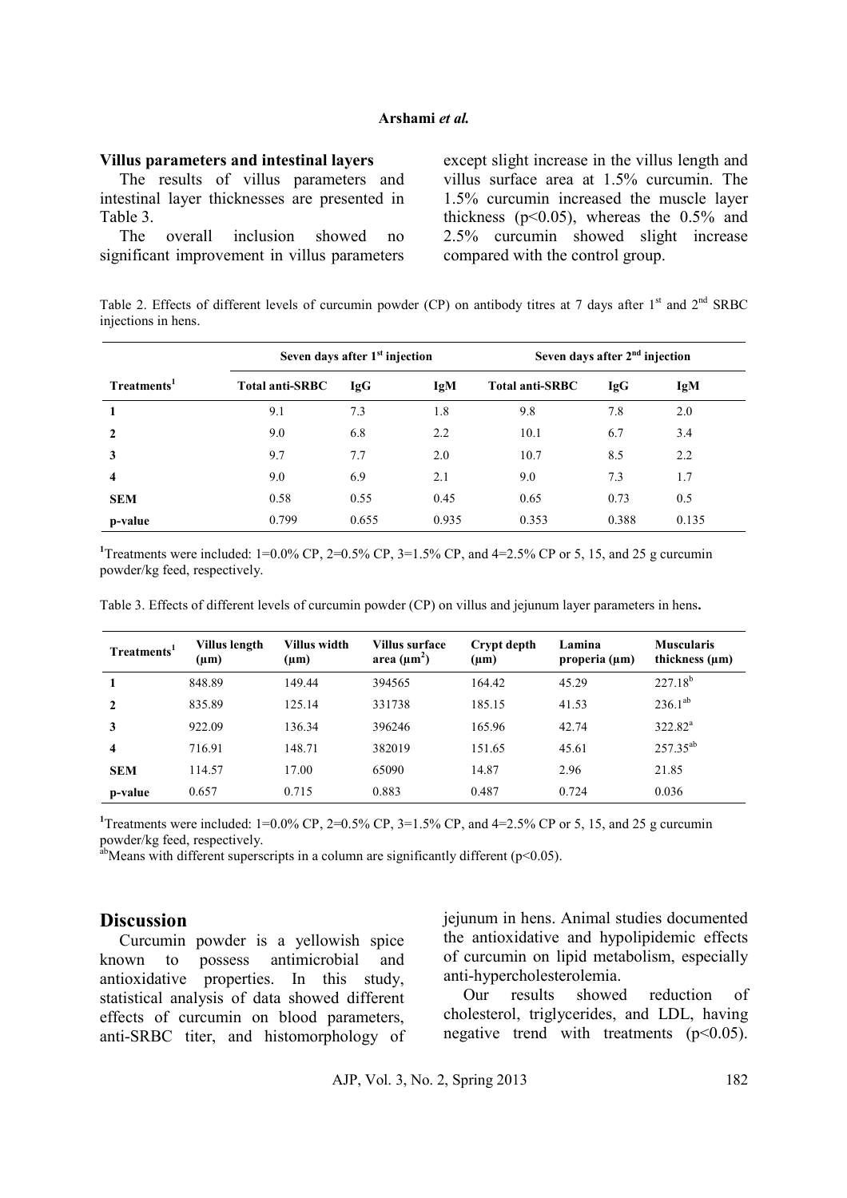### Villus parameters and intestinal layers

The results of villus parameters and intestinal layer thicknesses are presented in Table 3.

The overall inclusion showed no significant improvement in villus parameters except slight increase in the villus length and villus surface area at 1.5% curcumin. The 1.5% curcumin increased the muscle layer thickness ($p<0.05$), whereas the 0.5% and 2.5% curcumin showed slight increase compared with the control group.

Table 2. Effects of different levels of curcumin powder (CP) on antibody titres at 7 days after 1st and 2nd SRBC injections in hens.

| | Seven days after 1st injection | | | Seven days after 2nd injection | | |
|---|---|---|---|---|---|---|
| **Treatments[1]** | **Total anti-SRBC** | **IgG** | **IgM** | **Total anti-SRBC** | **IgG** | **IgM** |
| **1** | 9.1 | 7.3 | 1.8 | 9.8 | 7.8 | 2.0 |
| **2** | 9.0 | 6.8 | 2.2 | 10.1 | 6.7 | 3.4 |
| **3** | 9.7 | 7.7 | 2.0 | 10.7 | 8.5 | 2.2 |
| **4** | 9.0 | 6.9 | 2.1 | 9.0 | 7.3 | 1.7 |
| **SEM** | 0.58 | 0.55 | 0.45 | 0.65 | 0.73 | 0.5 |
| **p-value** | 0.799 | 0.655 | 0.935 | 0.353 | 0.388 | 0.135 |

[1]Treatments were included: 1=0.0% CP, 2=0.5% CP, 3=1.5% CP, and 4=2.5% CP or 5, 15, and 25 g curcumin powder/kg feed, respectively.

Table 3. Effects of different levels of curcumin powder (CP) on villus and jejunum layer parameters in hens**.**

| Treatments[1] | Villus length (µm) | Villus width (µm) | Villus surface area ($\mu m^2$) | Crypt depth (µm) | Lamina properia (µm) | Muscularis thickness (µm) |
|---|---|---|---|---|---|---|
| **1** | 848.89 | 149.44 | 394565 | 164.42 | 45.29 | $227.18^{b}$ |
| **2** | 835.89 | 125.14 | 331738 | 185.15 | 41.53 | $236.1^{ab}$ |
| **3** | 922.09 | 136.34 | 396246 | 165.96 | 42.74 | $322.82^{a}$ |
| **4** | 716.91 | 148.71 | 382019 | 151.65 | 45.61 | $257.35^{ab}$ |
| **SEM** | 114.57 | 17.00 | 65090 | 14.87 | 2.96 | 21.85 |
| **p-value** | 0.657 | 0.715 | 0.883 | 0.487 | 0.724 | 0.036 |

[1]Treatments were included: 1=0.0% CP, 2=0.5% CP, 3=1.5% CP, and 4=2.5% CP or 5, 15, and 25 g curcumin powder/kg feed, respectively.
[ab]Means with different superscripts in a column are significantly different ($p<0.05$).

## Discussion

Curcumin powder is a yellowish spice known to possess antimicrobial and antioxidative properties. In this study, statistical analysis of data showed different effects of curcumin on blood parameters, anti-SRBC titer, and histomorphology of jejunum in hens. Animal studies documented the antioxidative and hypolipidemic effects of curcumin on lipid metabolism, especially anti-hypercholesterolemia.

Our results showed reduction of cholesterol, triglycerides, and LDL, having negative trend with treatments ($p<0.05$).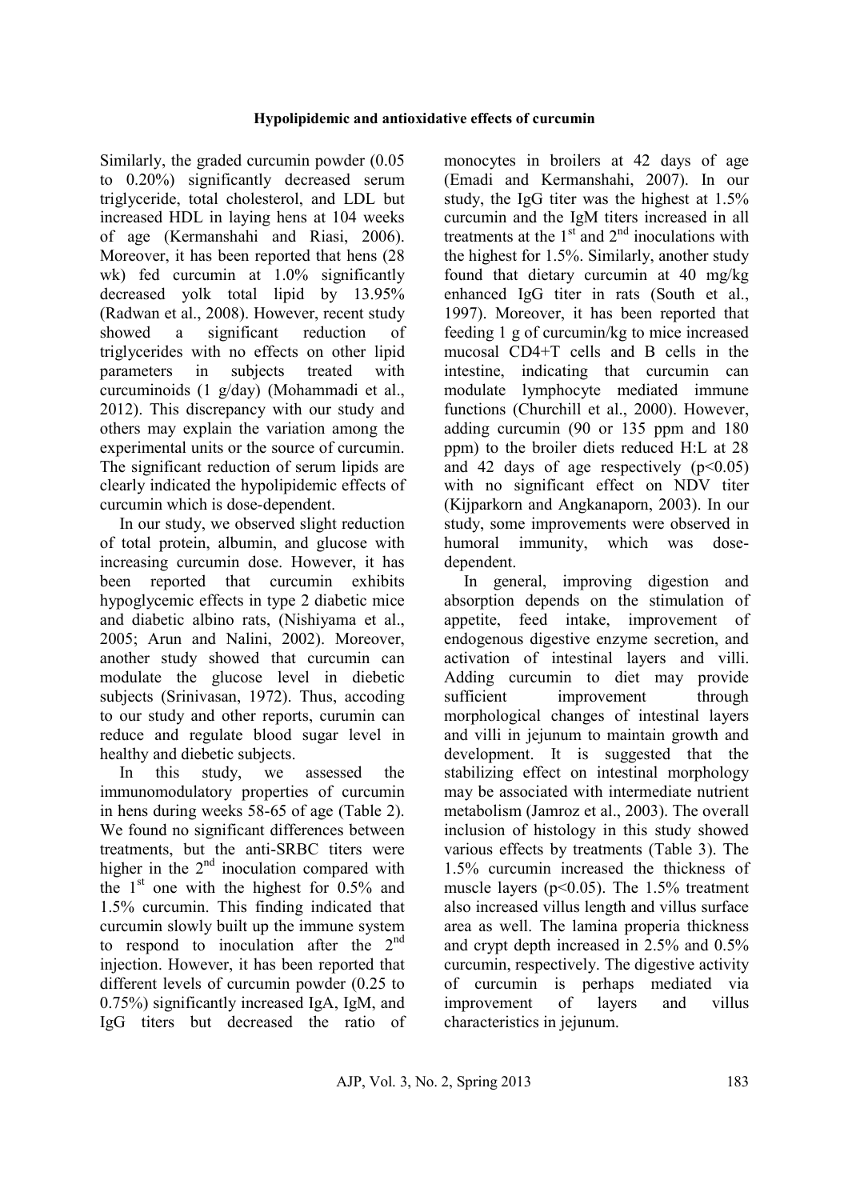Similarly, the graded curcumin powder (0.05 to 0.20%) significantly decreased serum triglyceride, total cholesterol, and LDL but increased HDL in laying hens at 104 weeks of age (Kermanshahi and Riasi, 2006). Moreover, it has been reported that hens (28 wk) fed curcumin at 1.0% significantly decreased yolk total lipid by 13.95% (Radwan et al., 2008). However, recent study showed a significant reduction of triglycerides with no effects on other lipid parameters in subjects treated with curcuminoids (1 g/day) (Mohammadi et al., 2012). This discrepancy with our study and others may explain the variation among the experimental units or the source of curcumin. The significant reduction of serum lipids are clearly indicated the hypolipidemic effects of curcumin which is dose-dependent.

In our study, we observed slight reduction of total protein, albumin, and glucose with increasing curcumin dose. However, it has been reported that curcumin exhibits hypoglycemic effects in type 2 diabetic mice and diabetic albino rats, (Nishiyama et al., 2005; Arun and Nalini, 2002). Moreover, another study showed that curcumin can modulate the glucose level in diebetic subjects (Srinivasan, 1972). Thus, accoding to our study and other reports, curumin can reduce and regulate blood sugar level in healthy and diebetic subjects.

In this study, we assessed the immunomodulatory properties of curcumin in hens during weeks 58-65 of age (Table 2). We found no significant differences between treatments, but the anti-SRBC titers were higher in the 2nd inoculation compared with the 1st one with the highest for 0.5% and 1.5% curcumin. This finding indicated that curcumin slowly built up the immune system to respond to inoculation after the 2nd injection. However, it has been reported that different levels of curcumin powder (0.25 to 0.75%) significantly increased IgA, IgM, and IgG titers but decreased the ratio of monocytes in broilers at 42 days of age (Emadi and Kermanshahi, 2007). In our study, the IgG titer was the highest at 1.5% curcumin and the IgM titers increased in all treatments at the 1st and 2nd inoculations with the highest for 1.5%. Similarly, another study found that dietary curcumin at 40 mg/kg enhanced IgG titer in rats (South et al., 1997). Moreover, it has been reported that feeding 1 g of curcumin/kg to mice increased mucosal CD4+T cells and B cells in the intestine, indicating that curcumin can modulate lymphocyte mediated immune functions (Churchill et al., 2000). However, adding curcumin (90 or 135 ppm and 180 ppm) to the broiler diets reduced H:L at 28 and 42 days of age respectively ($p<0.05$) with no significant effect on NDV titer (Kijparkorn and Angkanaporn, 2003). In our study, some improvements were observed in humoral immunity, which was dose-dependent.

In general, improving digestion and absorption depends on the stimulation of appetite, feed intake, improvement of endogenous digestive enzyme secretion, and activation of intestinal layers and villi. Adding curcumin to diet may provide sufficient improvement through morphological changes of intestinal layers and villi in jejunum to maintain growth and development. It is suggested that the stabilizing effect on intestinal morphology may be associated with intermediate nutrient metabolism (Jamroz et al., 2003). The overall inclusion of histology in this study showed various effects by treatments (Table 3). The 1.5% curcumin increased the thickness of muscle layers ($p<0.05$). The 1.5% treatment also increased villus length and villus surface area as well. The lamina properia thickness and crypt depth increased in 2.5% and 0.5% curcumin, respectively. The digestive activity of curcumin is perhaps mediated via improvement of layers and villus characteristics in jejunum.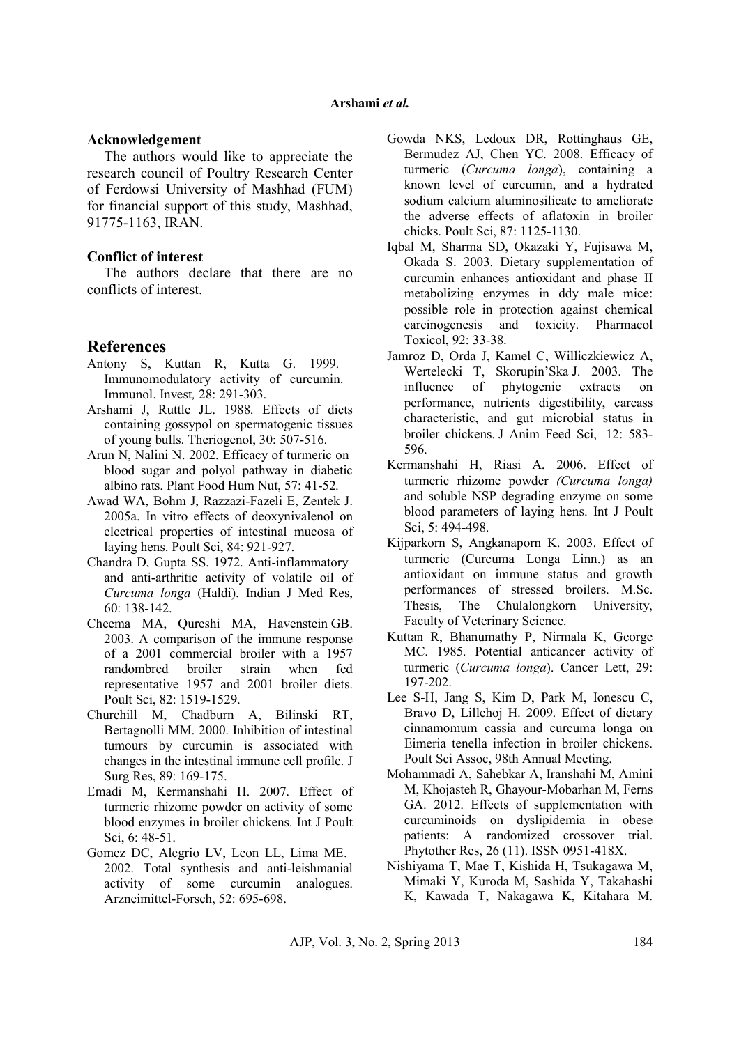### Acknowledgement

The authors would like to appreciate the research council of Poultry Research Center of Ferdowsi University of Mashhad (FUM) for financial support of this study, Mashhad, 91775-1163, IRAN.

### Conflict of interest

The authors declare that there are no conflicts of interest.

## References

Antony S, Kuttan R, Kutta G. 1999. Immunomodulatory activity of curcumin. Immunol. Invest, 28: 291-303.

Arshami J, Ruttle JL. 1988. Effects of diets containing gossypol on spermatogenic tissues of young bulls. Theriogenol, 30: 507-516.

Arun N, Nalini N. 2002. Efficacy of turmeric on blood sugar and polyol pathway in diabetic albino rats. Plant Food Hum Nut, 57: 41-52.

Awad WA, Bohm J, Razzazi-Fazeli E, Zentek J. 2005a. In vitro effects of deoxynivalenol on electrical properties of intestinal mucosa of laying hens. Poult Sci, 84: 921-927.

Chandra D, Gupta SS. 1972. Anti-inflammatory and anti-arthritic activity of volatile oil of *Curcuma longa* (Haldi). Indian J Med Res, 60: 138-142.

Cheema MA, Qureshi MA, Havenstein GB. 2003. A comparison of the immune response of a 2001 commercial broiler with a 1957 randombred broiler strain when fed representative 1957 and 2001 broiler diets. Poult Sci, 82: 1519-1529.

Churchill M, Chadburn A, Bilinski RT, Bertagnolli MM. 2000. Inhibition of intestinal tumours by curcumin is associated with changes in the intestinal immune cell profile. J Surg Res, 89: 169-175.

Emadi M, Kermanshahi H. 2007. Effect of turmeric rhizome powder on activity of some blood enzymes in broiler chickens. Int J Poult Sci, 6: 48-51.

Gomez DC, Alegrio LV, Leon LL, Lima ME. 2002. Total synthesis and anti-leishmanial activity of some curcumin analogues. Arzneimittel-Forsch, 52: 695-698.

Gowda NKS, Ledoux DR, Rottinghaus GE, Bermudez AJ, Chen YC. 2008. Efficacy of turmeric (*Curcuma longa*), containing a known level of curcumin, and a hydrated sodium calcium aluminosilicate to ameliorate the adverse effects of aflatoxin in broiler chicks. Poult Sci, 87: 1125-1130.

Iqbal M, Sharma SD, Okazaki Y, Fujisawa M, Okada S. 2003. Dietary supplementation of curcumin enhances antioxidant and phase II metabolizing enzymes in ddy male mice: possible role in protection against chemical carcinogenesis and toxicity. Pharmacol Toxicol, 92: 33-38.

Jamroz D, Orda J, Kamel C, Williczkiewicz A, Wertelecki T, Skorupin'Ska J. 2003. The influence of phytogenic extracts on performance, nutrients digestibility, carcass characteristic, and gut microbial status in broiler chickens. J Anim Feed Sci, 12: 583-596.

Kermanshahi H, Riasi A. 2006. Effect of turmeric rhizome powder *(Curcuma longa)* and soluble NSP degrading enzyme on some blood parameters of laying hens. Int J Poult Sci, 5: 494-498.

Kijparkorn S, Angkanaporn K. 2003. Effect of turmeric (Curcuma Longa Linn.) as an antioxidant on immune status and growth performances of stressed broilers. M.Sc. Thesis, The Chulalongkorn University, Faculty of Veterinary Science.

Kuttan R, Bhanumathy P, Nirmala K, George MC. 1985. Potential anticancer activity of turmeric (*Curcuma longa*). Cancer Lett, 29: 197-202.

Lee S-H, Jang S, Kim D, Park M, Ionescu C, Bravo D, Lillehoj H. 2009. Effect of dietary cinnamomum cassia and curcuma longa on Eimeria tenella infection in broiler chickens. Poult Sci Assoc, 98th Annual Meeting.

Mohammadi A, Sahebkar A, Iranshahi M, Amini M, Khojasteh R, Ghayour-Mobarhan M, Ferns GA. 2012. Effects of supplementation with curcuminoids on dyslipidemia in obese patients: A randomized crossover trial. Phytother Res, 26 (11). ISSN 0951-418X.

Nishiyama T, Mae T, Kishida H, Tsukagawa M, Mimaki Y, Kuroda M, Sashida Y, Takahashi K, Kawada T, Nakagawa K, Kitahara M.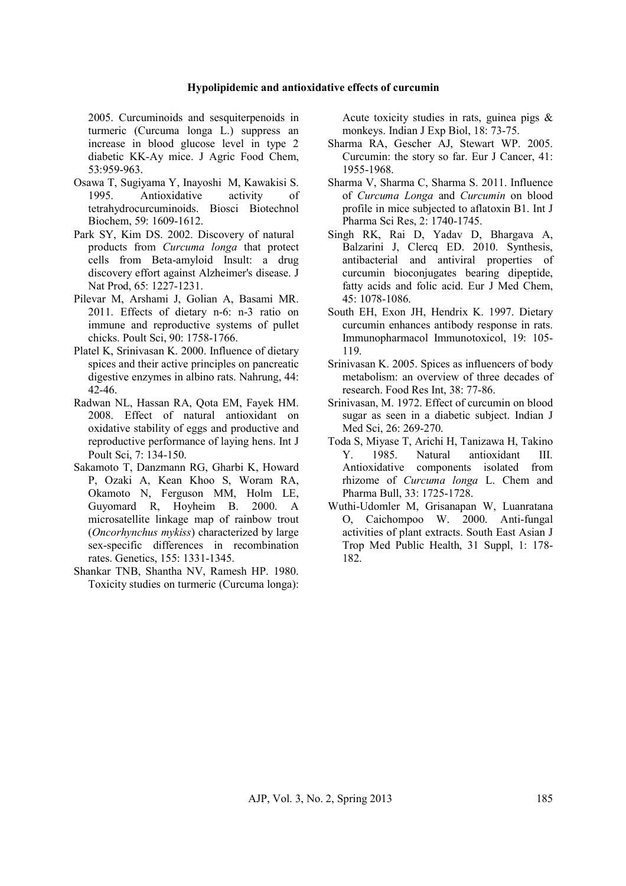2005. Curcuminoids and sesquiterpenoids in turmeric (Curcuma longa L.) suppress an increase in blood glucose level in type 2 diabetic KK-Ay mice. J Agric Food Chem, 53:959-963.

Osawa T, Sugiyama Y, Inayoshi M, Kawakisi S. 1995. Antioxidative activity of tetrahydrocurcuminoids. Biosci Biotechnol Biochem, 59: 1609-1612.

Park SY, Kim DS. 2002. Discovery of natural products from *Curcuma longa* that protect cells from Beta-amyloid Insult: a drug discovery effort against Alzheimer's disease. J Nat Prod, 65: 1227-1231.

Pilevar M, Arshami J, Golian A, Basami MR. 2011. Effects of dietary n-6: n-3 ratio on immune and reproductive systems of pullet chicks. Poult Sci, 90: 1758-1766.

Platel K, Srinivasan K. 2000. Influence of dietary spices and their active principles on pancreatic digestive enzymes in albino rats. Nahrung, 44: 42-46.

Radwan NL, Hassan RA, Qota EM, Fayek HM. 2008. Effect of natural antioxidant on oxidative stability of eggs and productive and reproductive performance of laying hens. Int J Poult Sci, 7: 134-150.

Sakamoto T, Danzmann RG, Gharbi K, Howard P, Ozaki A, Kean Khoo S, Woram RA, Okamoto N, Ferguson MM, Holm LE, Guyomard R, Hoyheim B. 2000. A microsatellite linkage map of rainbow trout (*Oncorhynchus mykiss*) characterized by large sex-specific differences in recombination rates. Genetics, 155: 1331-1345.

Shankar TNB, Shantha NV, Ramesh HP. 1980. Toxicity studies on turmeric (Curcuma longa): Acute toxicity studies in rats, guinea pigs & monkeys. Indian J Exp Biol, 18: 73-75.

Sharma RA, Gescher AJ, Stewart WP. 2005. Curcumin: the story so far. Eur J Cancer, 41: 1955-1968.

Sharma V, Sharma C, Sharma S. 2011. Influence of *Curcuma Longa* and *Curcumin* on blood profile in mice subjected to aflatoxin B1. Int J Pharma Sci Res, 2: 1740-1745.

Singh RK, Rai D, Yadav D, Bhargava A, Balzarini J, Clercq ED. 2010. Synthesis, antibacterial and antiviral properties of curcumin bioconjugates bearing dipeptide, fatty acids and folic acid. Eur J Med Chem, 45: 1078-1086.

South EH, Exon JH, Hendrix K. 1997. Dietary curcumin enhances antibody response in rats. Immunopharmacol Immunotoxicol, 19: 105-119.

Srinivasan K. 2005. Spices as influencers of body metabolism: an overview of three decades of research. Food Res Int, 38: 77-86.

Srinivasan, M. 1972. Effect of curcumin on blood sugar as seen in a diabetic subject. Indian J Med Sci, 26: 269-270.

Toda S, Miyase T, Arichi H, Tanizawa H, Takino Y. 1985. Natural antioxidant III. Antioxidative components isolated from rhizome of *Curcuma longa* L. Chem and Pharma Bull, 33: 1725-1728.

Wuthi-Udomler M, Grisanapan W, Luanratana O, Caichompoo W. 2000. Anti-fungal activities of plant extracts. South East Asian J Trop Med Public Health, 31 Suppl, 1: 178-182.